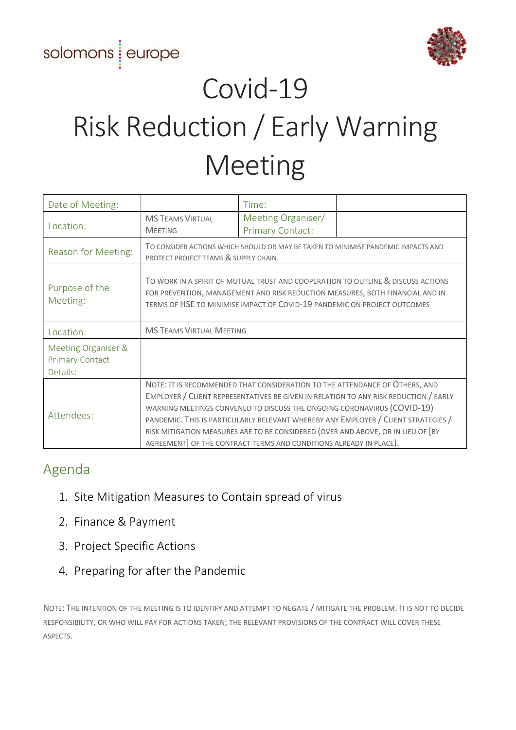solomons europe

# Covid-19
# Risk Reduction / Early Warning Meeting

| | | | |
|---|---|---|---|
| Date of Meeting: | | Time: | |
| Location: | MS Teams Virtual Meeting | Meeting Organiser/ Primary Contact: | |
| Reason for Meeting: | To consider actions which should or may be taken to minimise pandemic impacts and protect project teams & supply chain | | |
| Purpose of the Meeting: | To work in a spirit of mutual trust and cooperation to outline & discuss actions for prevention, management and risk reduction measures, both financial and in terms of HSE to minimise impact of Covid-19 pandemic on project outcomes | | |
| Location: | MS Teams Virtual Meeting | | |
| Meeting Organiser & Primary Contact Details: | | | |
| Attendees: | Note: It is recommended that consideration to the attendance of Others, and Employer / Client representatives be given in relation to any risk reduction / early warning meetings convened to discuss the ongoing coronavirus (COVID-19) pandemic. This is particularly relevant whereby any Employer / Client strategies / risk mitigation measures are to be considered (over and above, or in lieu of [by agreement] of the contract terms and conditions already in place). | | |

## Agenda

1. Site Mitigation Measures to Contain spread of virus
2. Finance & Payment
3. Project Specific Actions
4. Preparing for after the Pandemic

Note: The intention of the meeting is to identify and attempt to negate / mitigate the problem. It is not to decide responsibility, or who will pay for actions taken; the relevant provisions of the contract will cover these aspects.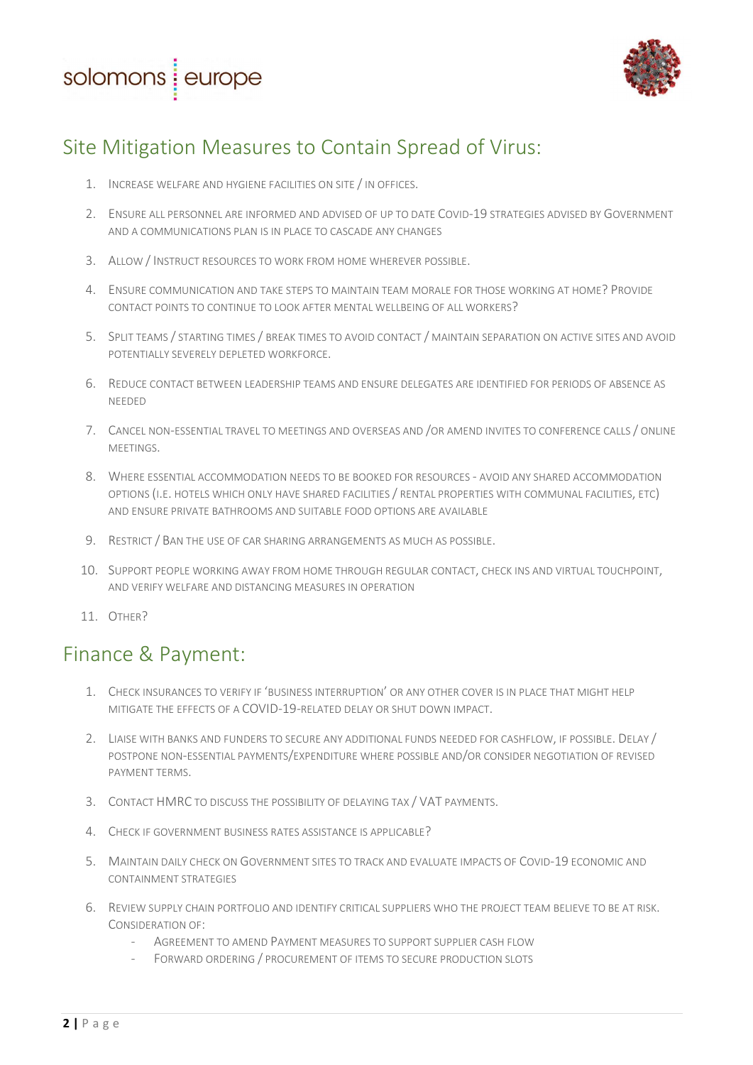## Site Mitigation Measures to Contain Spread of Virus:

1. Increase welfare and hygiene facilities on site / in offices.
2. Ensure all personnel are informed and advised of up to date COVID-19 strategies advised by Government and a communications plan is in place to cascade any changes
3. Allow / Instruct resources to work from home wherever possible.
4. Ensure communication and take steps to maintain team morale for those working at home? Provide contact points to continue to look after mental wellbeing of all workers?
5. Split teams / starting times / break times to avoid contact / maintain separation on active sites and avoid potentially severely depleted workforce.
6. Reduce contact between leadership teams and ensure delegates are identified for periods of absence as needed
7. Cancel non-essential travel to meetings and overseas and /or amend invites to conference calls / online meetings.
8. Where essential accommodation needs to be booked for resources - avoid any shared accommodation options (i.e. hotels which only have shared facilities / rental properties with communal facilities, etc) and ensure private bathrooms and suitable food options are available
9. Restrict / Ban the use of car sharing arrangements as much as possible.
10. Support people working away from home through regular contact, check ins and virtual touchpoint, and verify welfare and distancing measures in operation
11. Other?

## Finance & Payment:

1. Check insurances to verify if 'business interruption' or any other cover is in place that might help mitigate the effects of a COVID-19-related delay or shut down impact.
2. Liaise with banks and funders to secure any additional funds needed for cashflow, if possible. Delay / postpone non-essential payments/expenditure where possible and/or consider negotiation of revised payment terms.
3. Contact HMRC to discuss the possibility of delaying tax / VAT payments.
4. Check if government business rates assistance is applicable?
5. Maintain daily check on Government sites to track and evaluate impacts of Covid-19 economic and containment strategies
6. Review supply chain portfolio and identify critical suppliers who the project team believe to be at risk. Consideration of:
   - Agreement to amend Payment measures to support supplier cash flow
   - Forward ordering / procurement of items to secure production slots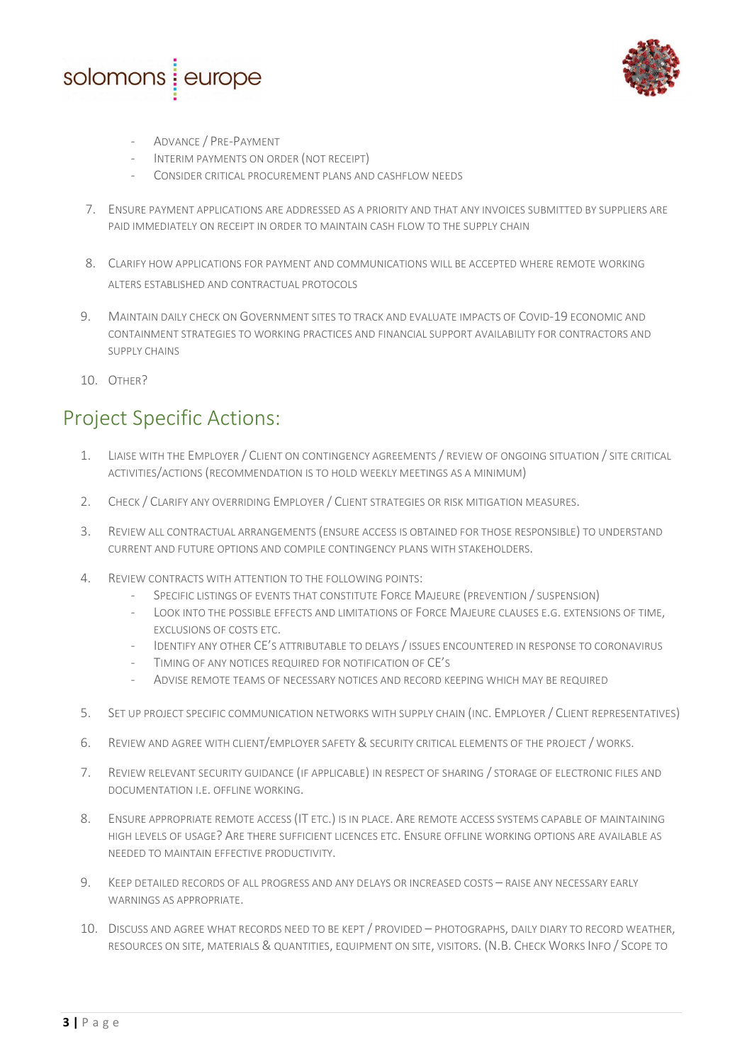- Advance / Pre-Payment
- Interim payments on order (not receipt)
- Consider critical procurement plans and cashflow needs

7. Ensure payment applications are addressed as a priority and that any invoices submitted by suppliers are paid immediately on receipt in order to maintain cash flow to the supply chain

8. Clarify how applications for payment and communications will be accepted where remote working alters established and contractual protocols

9. Maintain daily check on Government sites to track and evaluate impacts of Covid-19 economic and containment strategies to working practices and financial support availability for contractors and supply chains

10. Other?

## Project Specific Actions:

1. Liaise with the Employer / Client on contingency agreements / review of ongoing situation / site critical activities/actions (recommendation is to hold weekly meetings as a minimum)

2. Check / Clarify any overriding Employer / Client strategies or risk mitigation measures.

3. Review all contractual arrangements (ensure access is obtained for those responsible) to understand current and future options and compile contingency plans with stakeholders.

4. Review contracts with attention to the following points:
   - Specific listings of events that constitute Force Majeure (prevention / suspension)
   - Look into the possible effects and limitations of Force Majeure clauses e.g. extensions of time, exclusions of costs etc.
   - Identify any other CE's attributable to delays / issues encountered in response to coronavirus
   - Timing of any notices required for notification of CE's
   - Advise remote teams of necessary notices and record keeping which may be required

5. Set up project specific communication networks with supply chain (inc. Employer / Client representatives)

6. Review and agree with client/employer safety & security critical elements of the project / works.

7. Review relevant security guidance (if applicable) in respect of sharing / storage of electronic files and documentation i.e. offline working.

8. Ensure appropriate remote access (IT etc.) is in place. Are remote access systems capable of maintaining high levels of usage? Are there sufficient licences etc. Ensure offline working options are available as needed to maintain effective productivity.

9. Keep detailed records of all progress and any delays or increased costs – raise any necessary early warnings as appropriate.

10. Discuss and agree what records need to be kept / provided – photographs, daily diary to record weather, resources on site, materials & quantities, equipment on site, visitors. (N.B. Check Works Info / Scope to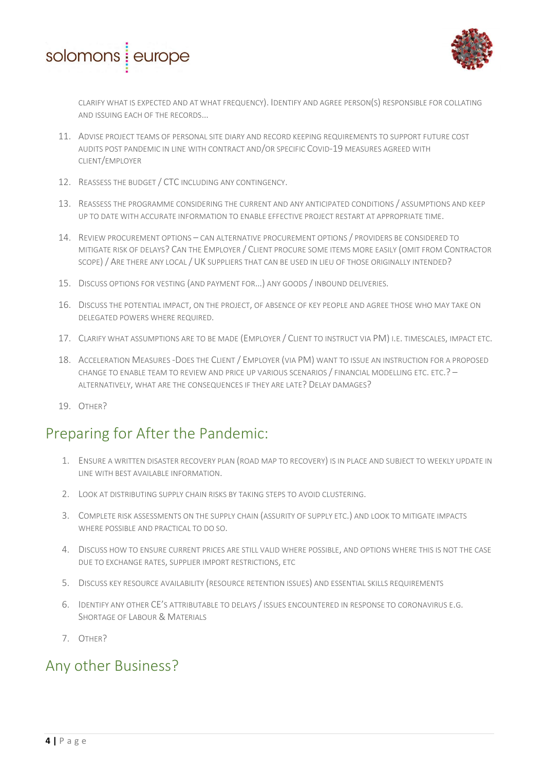clarify what is expected and at what frequency). Identify and agree person(s) responsible for collating and issuing each of the records…

11. Advise project teams of personal site diary and record keeping requirements to support future cost audits post pandemic in line with contract and/or specific Covid-19 measures agreed with client/employer
12. Reassess the budget / CTC including any contingency.
13. Reassess the programme considering the current and any anticipated conditions / assumptions and keep up to date with accurate information to enable effective project restart at appropriate time.
14. Review procurement options – can alternative procurement options / providers be considered to mitigate risk of delays? Can the Employer / Client procure some items more easily (omit from Contractor scope) / Are there any local / UK suppliers that can be used in lieu of those originally intended?
15. Discuss options for vesting (and payment for…) any goods / inbound deliveries.
16. Discuss the potential impact, on the project, of absence of key people and agree those who may take on delegated powers where required.
17. Clarify what assumptions are to be made (Employer / Client to instruct via PM) i.e. timescales, impact etc.
18. Acceleration Measures -Does the Client / Employer (via PM) want to issue an instruction for a proposed change to enable team to review and price up various scenarios / financial modelling etc. etc.? – alternatively, what are the consequences if they are late? Delay damages?
19. Other?

## Preparing for After the Pandemic:

1. Ensure a written disaster recovery plan (road map to recovery) is in place and subject to weekly update in line with best available information.
2. Look at distributing supply chain risks by taking steps to avoid clustering.
3. Complete risk assessments on the supply chain (assurity of supply etc.) and look to mitigate impacts where possible and practical to do so.
4. Discuss how to ensure current prices are still valid where possible, and options where this is not the case due to exchange rates, supplier import restrictions, etc
5. Discuss key resource availability (resource retention issues) and essential skills requirements
6. Identify any other CE's attributable to delays / issues encountered in response to coronavirus e.g. Shortage of Labour & Materials
7. Other?

## Any other Business?